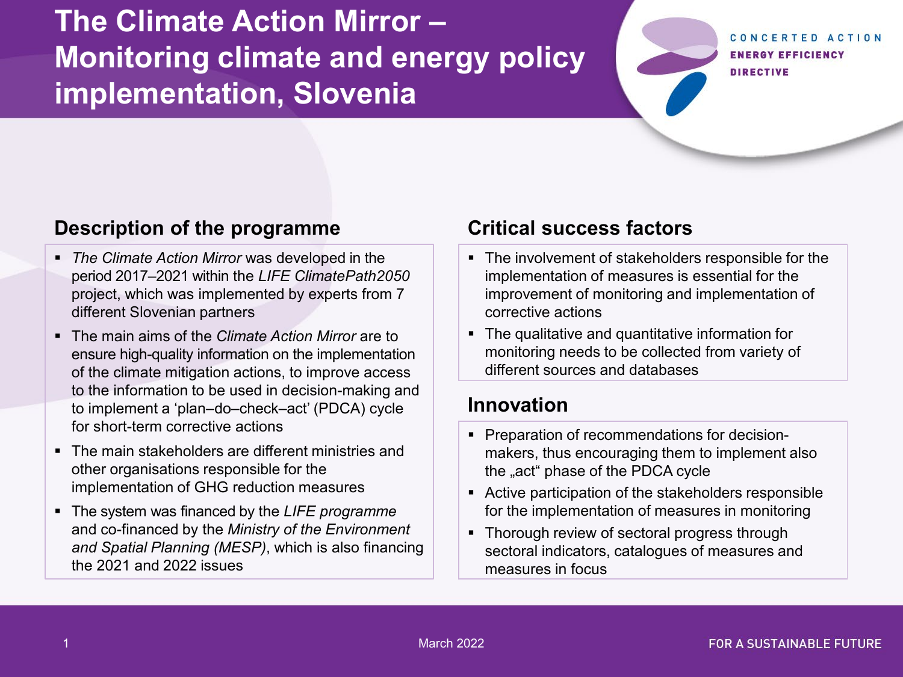# The Climate Action Mirror – Monitoring climate and energy policy implementation, Slovenia

CONCERTED ACTION
ENERGY EFFICIENCY
DIRECTIVE

## Description of the programme

- *The Climate Action Mirror* was developed in the period 2017–2021 within the *LIFE ClimatePath2050* project, which was implemented by experts from 7 different Slovenian partners
- The main aims of the *Climate Action Mirror* are to ensure high-quality information on the implementation of the climate mitigation actions, to improve access to the information to be used in decision-making and to implement a 'plan–do–check–act' (PDCA) cycle for short-term corrective actions
- The main stakeholders are different ministries and other organisations responsible for the implementation of GHG reduction measures
- The system was financed by the *LIFE programme* and co-financed by the *Ministry of the Environment and Spatial Planning (MESP)*, which is also financing the 2021 and 2022 issues

## Critical success factors

- The involvement of stakeholders responsible for the implementation of measures is essential for the improvement of monitoring and implementation of corrective actions
- The qualitative and quantitative information for monitoring needs to be collected from variety of different sources and databases

## Innovation

- Preparation of recommendations for decision-makers, thus encouraging them to implement also the „act" phase of the PDCA cycle
- Active participation of the stakeholders responsible for the implementation of measures in monitoring
- Thorough review of sectoral progress through sectoral indicators, catalogues of measures and measures in focus

March 2022

FOR A SUSTAINABLE FUTURE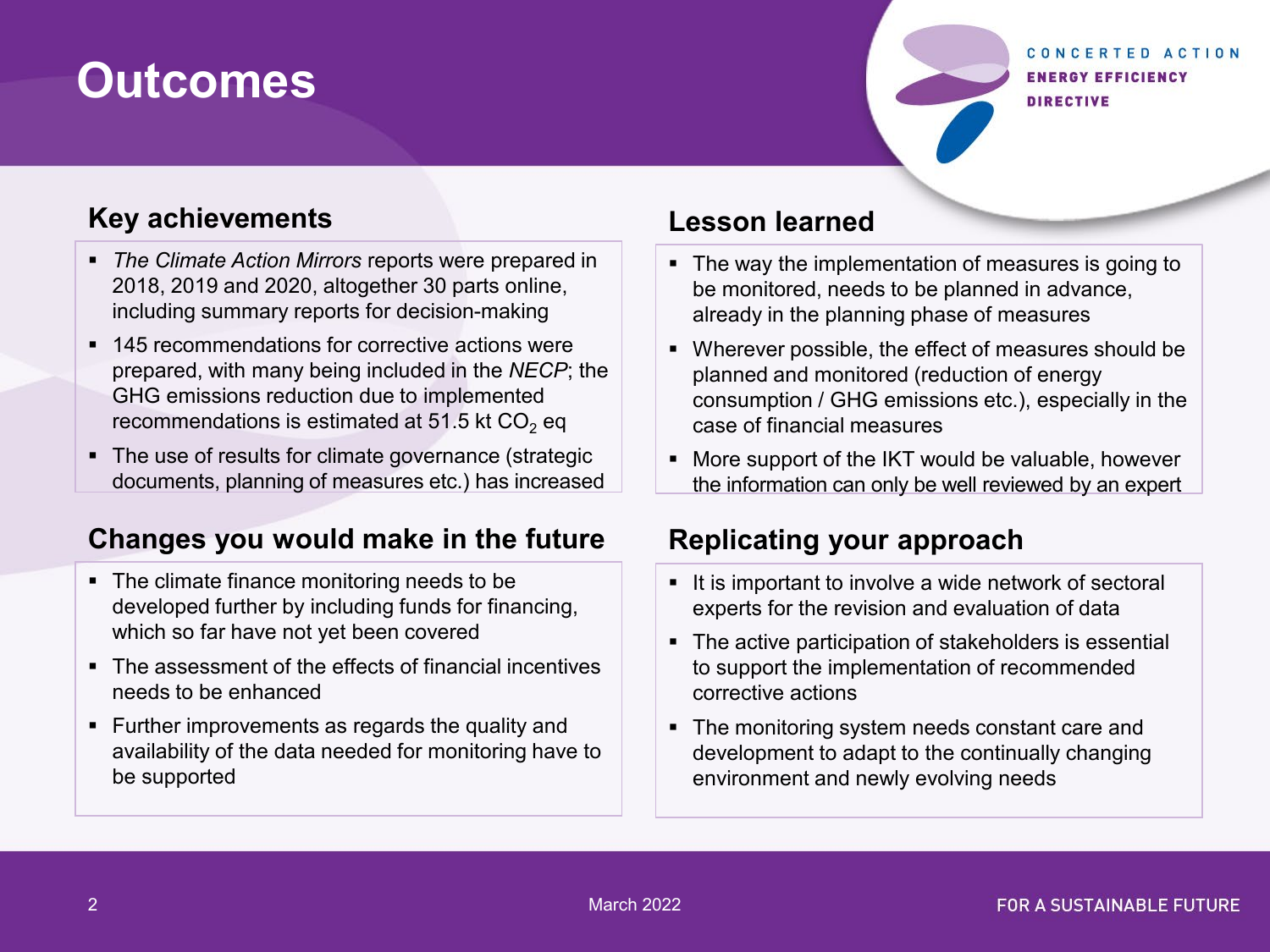# Outcomes

## Key achievements

- *The Climate Action Mirrors* reports were prepared in 2018, 2019 and 2020, altogether 30 parts online, including summary reports for decision-making
- 145 recommendations for corrective actions were prepared, with many being included in the *NECP*; the GHG emissions reduction due to implemented recommendations is estimated at 51.5 kt $CO_2$ eq
- The use of results for climate governance (strategic documents, planning of measures etc.) has increased

## Lesson learned

- The way the implementation of measures is going to be monitored, needs to be planned in advance, already in the planning phase of measures
- Wherever possible, the effect of measures should be planned and monitored (reduction of energy consumption / GHG emissions etc.), especially in the case of financial measures
- More support of the IKT would be valuable, however the information can only be well reviewed by an expert

## Changes you would make in the future

- The climate finance monitoring needs to be developed further by including funds for financing, which so far have not yet been covered
- The assessment of the effects of financial incentives needs to be enhanced
- Further improvements as regards the quality and availability of the data needed for monitoring have to be supported

## Replicating your approach

- It is important to involve a wide network of sectoral experts for the revision and evaluation of data
- The active participation of stakeholders is essential to support the implementation of recommended corrective actions
- The monitoring system needs constant care and development to adapt to the continually changing environment and newly evolving needs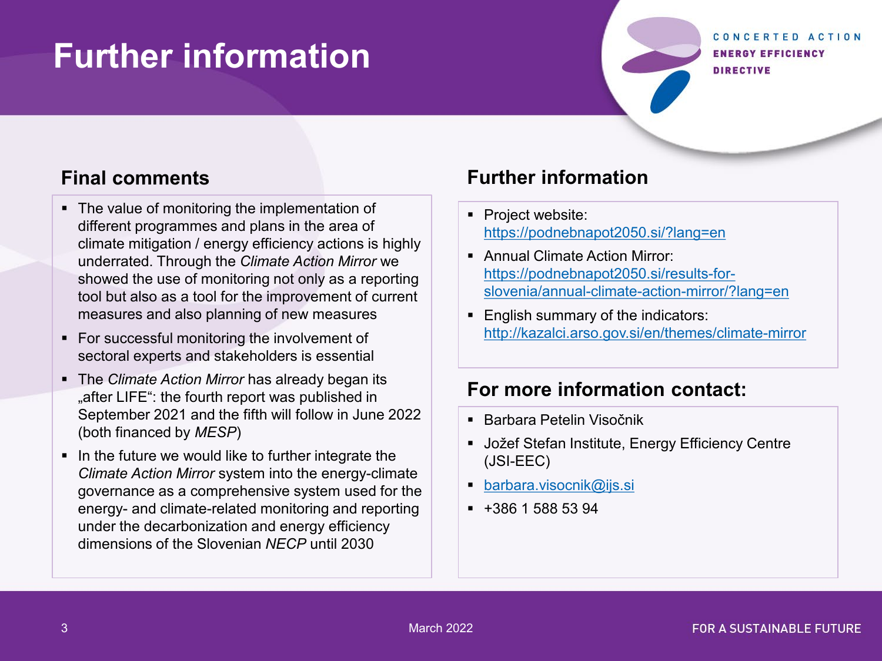# Further information

## Final comments

- The value of monitoring the implementation of different programmes and plans in the area of climate mitigation / energy efficiency actions is highly underrated. Through the *Climate Action Mirror* we showed the use of monitoring not only as a reporting tool but also as a tool for the improvement of current measures and also planning of new measures
- For successful monitoring the involvement of sectoral experts and stakeholders is essential
- The *Climate Action Mirror* has already began its „after LIFE": the fourth report was published in September 2021 and the fifth will follow in June 2022 (both financed by *MESP*)
- In the future we would like to further integrate the *Climate Action Mirror* system into the energy-climate governance as a comprehensive system used for the energy- and climate-related monitoring and reporting under the decarbonization and energy efficiency dimensions of the Slovenian *NECP* until 2030

## Further information

- Project website: https://podnebnapot2050.si/?lang=en
- Annual Climate Action Mirror: https://podnebnapot2050.si/results-for-slovenia/annual-climate-action-mirror/?lang=en
- English summary of the indicators: http://kazalci.arso.gov.si/en/themes/climate-mirror

## For more information contact:

- Barbara Petelin Visočnik
- Jožef Stefan Institute, Energy Efficiency Centre (JSI-EEC)
- barbara.visocnik@ijs.si
- +386 1 588 53 94